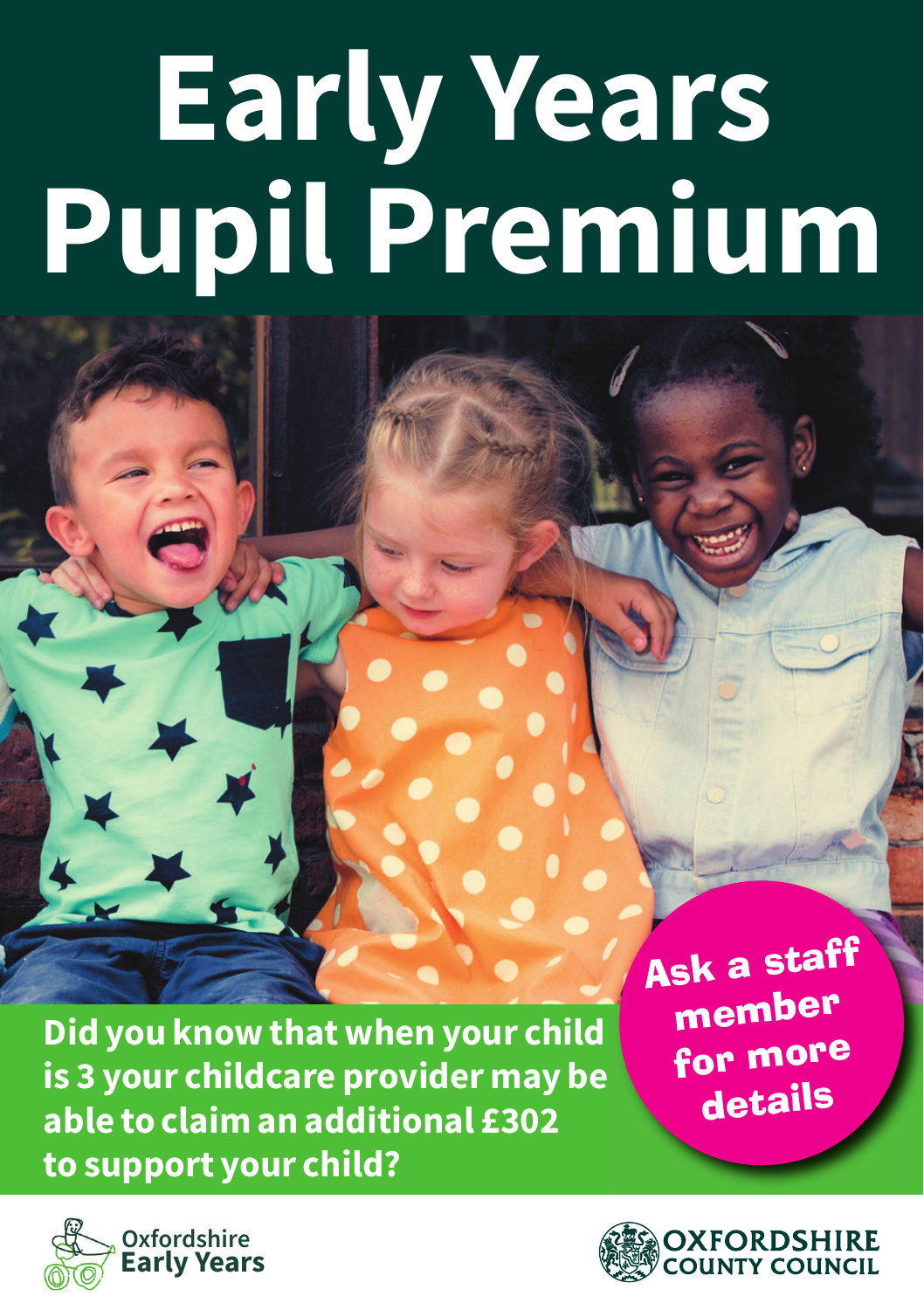# Early Years Pupil Premium

**Did you know that when your child is 3 your childcare provider may be able to claim an additional £302 to support your child?**

**Ask a staff member for more details**

Oxfordshire Early Years

OXFORDSHIRE COUNTY COUNCIL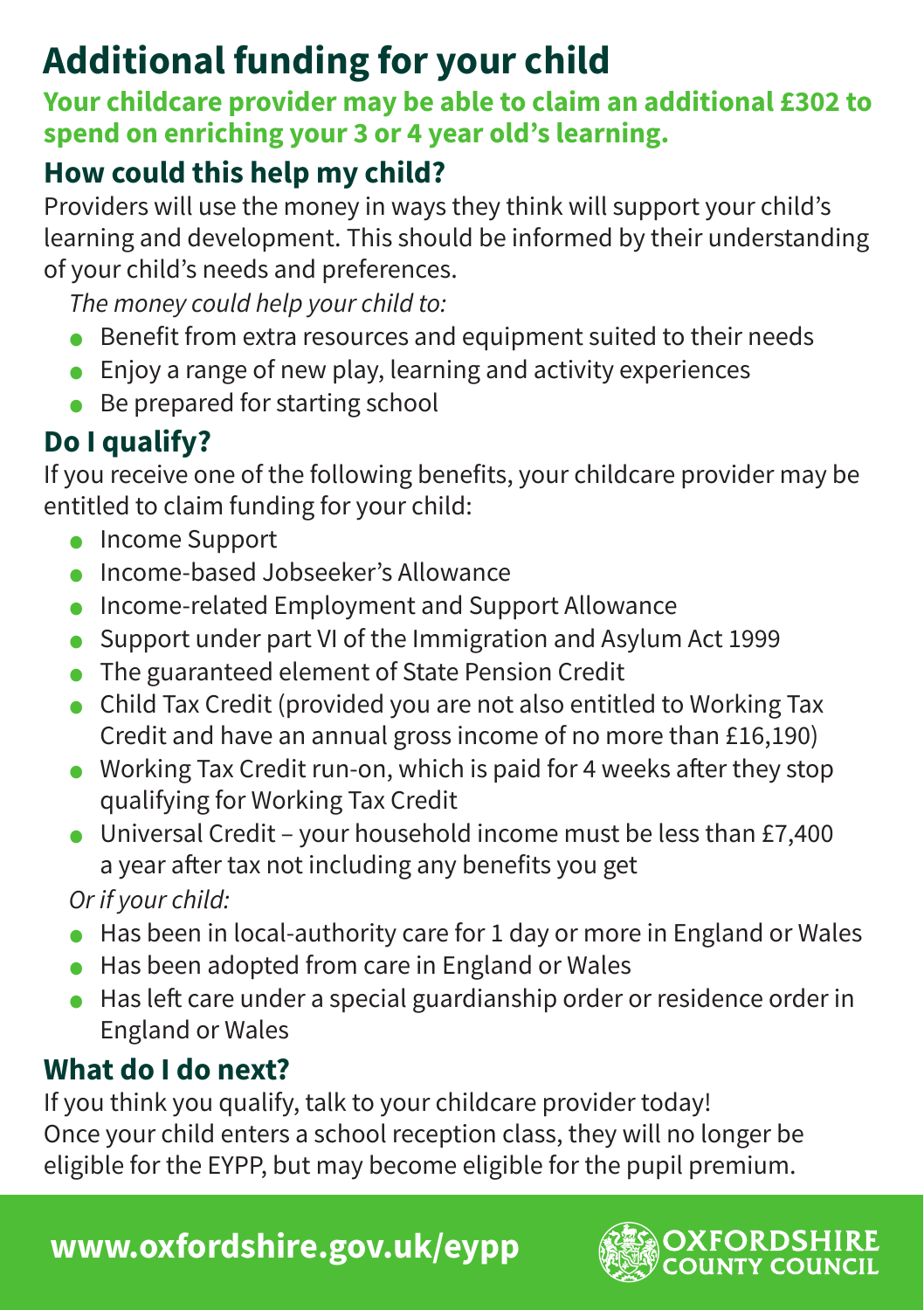# Additional funding for your child

**Your childcare provider may be able to claim an additional £302 to spend on enriching your 3 or 4 year old's learning.**

## How could this help my child?

Providers will use the money in ways they think will support your child's learning and development. This should be informed by their understanding of your child's needs and preferences.

*The money could help your child to:*

- Benefit from extra resources and equipment suited to their needs
- Enjoy a range of new play, learning and activity experiences
- Be prepared for starting school

## Do I qualify?

If you receive one of the following benefits, your childcare provider may be entitled to claim funding for your child:

- Income Support
- Income-based Jobseeker's Allowance
- Income-related Employment and Support Allowance
- Support under part VI of the Immigration and Asylum Act 1999
- The guaranteed element of State Pension Credit
- Child Tax Credit (provided you are not also entitled to Working Tax Credit and have an annual gross income of no more than £16,190)
- Working Tax Credit run-on, which is paid for 4 weeks after they stop qualifying for Working Tax Credit
- Universal Credit – your household income must be less than £7,400 a year after tax not including any benefits you get

*Or if your child:*

- Has been in local-authority care for 1 day or more in England or Wales
- Has been adopted from care in England or Wales
- Has left care under a special guardianship order or residence order in England or Wales

## What do I do next?

If you think you qualify, talk to your childcare provider today!
Once your child enters a school reception class, they will no longer be eligible for the EYPP, but may become eligible for the pupil premium.

**www.oxfordshire.gov.uk/eypp**

OXFORDSHIRE COUNTY COUNCIL